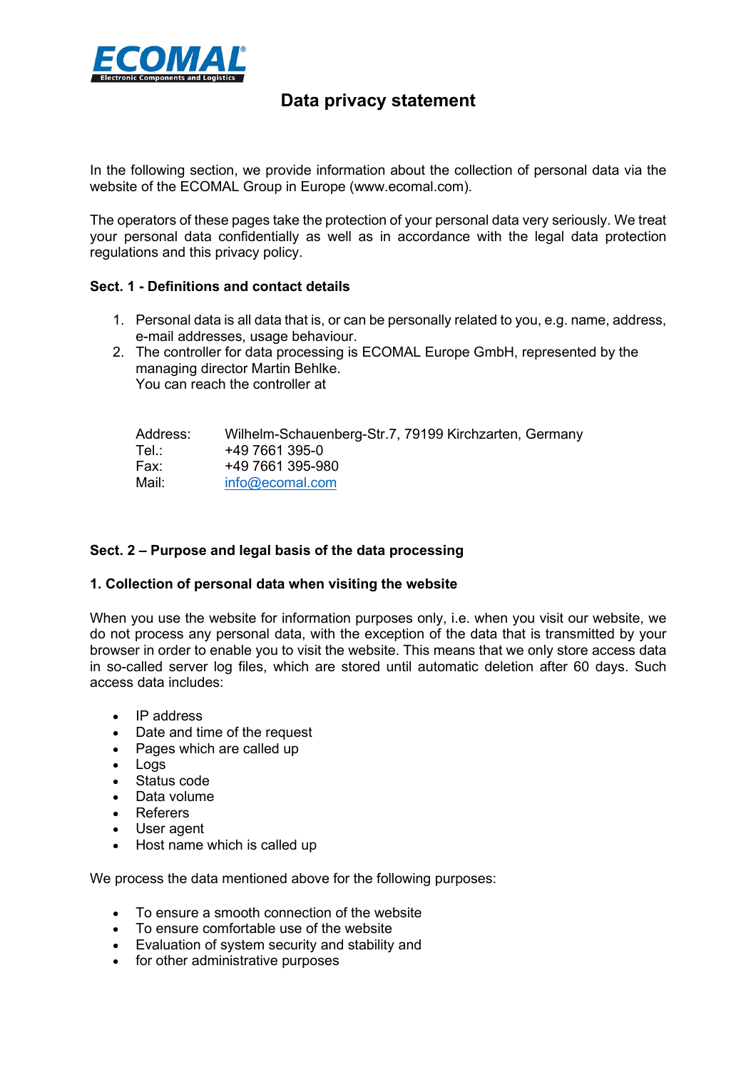# Data privacy statement

In the following section, we provide information about the collection of personal data via the website of the ECOMAL Group in Europe (www.ecomal.com).

The operators of these pages take the protection of your personal data very seriously. We treat your personal data confidentially as well as in accordance with the legal data protection regulations and this privacy policy.

### Sect. 1 - Definitions and contact details

1. Personal data is all data that is, or can be personally related to you, e.g. name, address, e-mail addresses, usage behaviour.
2. The controller for data processing is ECOMAL Europe GmbH, represented by the managing director Martin Behlke.
   You can reach the controller at

| | |
|---|---|
| Address: | Wilhelm-Schauenberg-Str.7, 79199 Kirchzarten, Germany |
| Tel.: | +49 7661 395-0 |
| Fax: | +49 7661 395-980 |
| Mail: | info@ecomal.com |

### Sect. 2 – Purpose and legal basis of the data processing

#### 1. Collection of personal data when visiting the website

When you use the website for information purposes only, i.e. when you visit our website, we do not process any personal data, with the exception of the data that is transmitted by your browser in order to enable you to visit the website. This means that we only store access data in so-called server log files, which are stored until automatic deletion after 60 days. Such access data includes:

- IP address
- Date and time of the request
- Pages which are called up
- Logs
- Status code
- Data volume
- Referers
- User agent
- Host name which is called up

We process the data mentioned above for the following purposes:

- To ensure a smooth connection of the website
- To ensure comfortable use of the website
- Evaluation of system security and stability and
- for other administrative purposes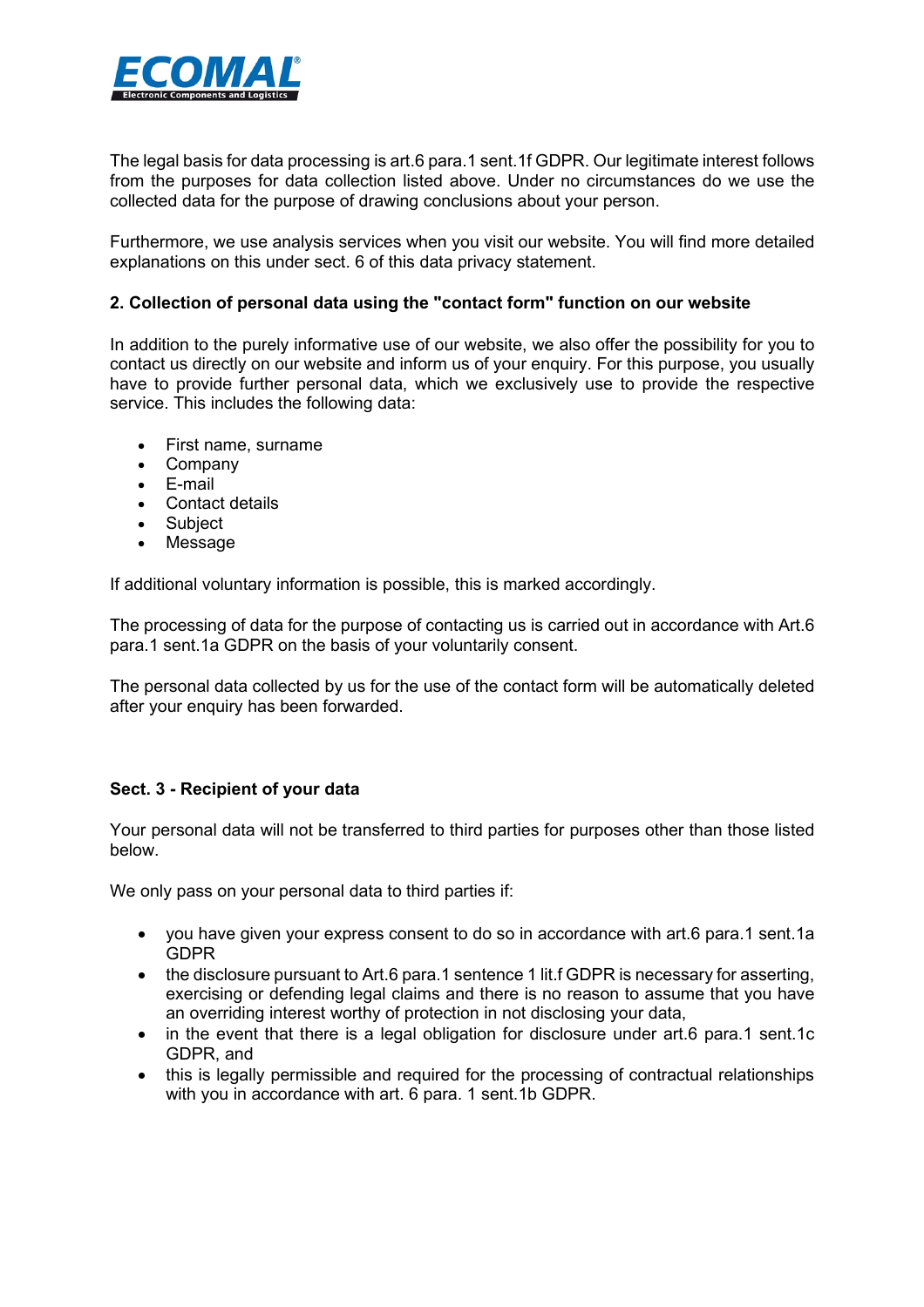The legal basis for data processing is art.6 para.1 sent.1f GDPR. Our legitimate interest follows from the purposes for data collection listed above. Under no circumstances do we use the collected data for the purpose of drawing conclusions about your person.

Furthermore, we use analysis services when you visit our website. You will find more detailed explanations on this under sect. 6 of this data privacy statement.

**2. Collection of personal data using the "contact form" function on our website**

In addition to the purely informative use of our website, we also offer the possibility for you to contact us directly on our website and inform us of your enquiry. For this purpose, you usually have to provide further personal data, which we exclusively use to provide the respective service. This includes the following data:

- First name, surname
- Company
- E-mail
- Contact details
- Subject
- Message

If additional voluntary information is possible, this is marked accordingly.

The processing of data for the purpose of contacting us is carried out in accordance with Art.6 para.1 sent.1a GDPR on the basis of your voluntarily consent.

The personal data collected by us for the use of the contact form will be automatically deleted after your enquiry has been forwarded.

**Sect. 3 - Recipient of your data**

Your personal data will not be transferred to third parties for purposes other than those listed below.

We only pass on your personal data to third parties if:

- you have given your express consent to do so in accordance with art.6 para.1 sent.1a GDPR
- the disclosure pursuant to Art.6 para.1 sentence 1 lit.f GDPR is necessary for asserting, exercising or defending legal claims and there is no reason to assume that you have an overriding interest worthy of protection in not disclosing your data,
- in the event that there is a legal obligation for disclosure under art.6 para.1 sent.1c GDPR, and
- this is legally permissible and required for the processing of contractual relationships with you in accordance with art. 6 para. 1 sent.1b GDPR.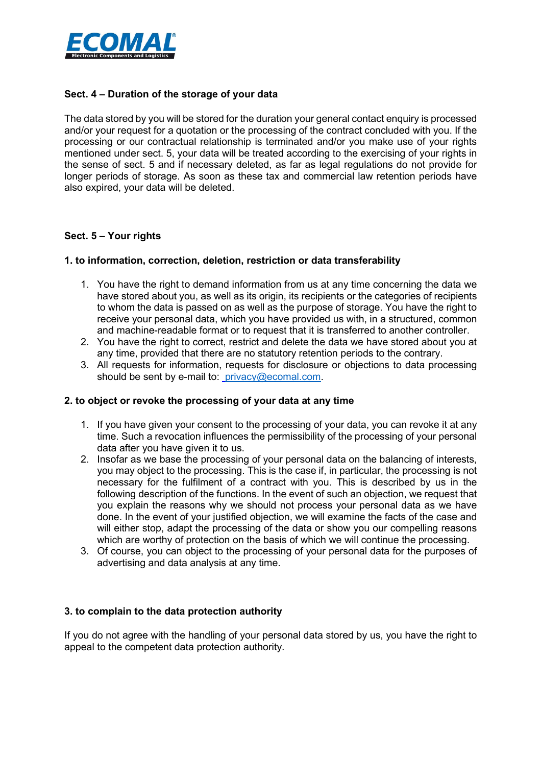## Sect. 4 – Duration of the storage of your data

The data stored by you will be stored for the duration your general contact enquiry is processed and/or your request for a quotation or the processing of the contract concluded with you. If the processing or our contractual relationship is terminated and/or you make use of your rights mentioned under sect. 5, your data will be treated according to the exercising of your rights in the sense of sect. 5 and if necessary deleted, as far as legal regulations do not provide for longer periods of storage. As soon as these tax and commercial law retention periods have also expired, your data will be deleted.

## Sect. 5 – Your rights

### 1. to information, correction, deletion, restriction or data transferability

1. You have the right to demand information from us at any time concerning the data we have stored about you, as well as its origin, its recipients or the categories of recipients to whom the data is passed on as well as the purpose of storage. You have the right to receive your personal data, which you have provided us with, in a structured, common and machine-readable format or to request that it is transferred to another controller.
2. You have the right to correct, restrict and delete the data we have stored about you at any time, provided that there are no statutory retention periods to the contrary.
3. All requests for information, requests for disclosure or objections to data processing should be sent by e-mail to: privacy@ecomal.com.

### 2. to object or revoke the processing of your data at any time

1. If you have given your consent to the processing of your data, you can revoke it at any time. Such a revocation influences the permissibility of the processing of your personal data after you have given it to us.
2. Insofar as we base the processing of your personal data on the balancing of interests, you may object to the processing. This is the case if, in particular, the processing is not necessary for the fulfilment of a contract with you. This is described by us in the following description of the functions. In the event of such an objection, we request that you explain the reasons why we should not process your personal data as we have done. In the event of your justified objection, we will examine the facts of the case and will either stop, adapt the processing of the data or show you our compelling reasons which are worthy of protection on the basis of which we will continue the processing.
3. Of course, you can object to the processing of your personal data for the purposes of advertising and data analysis at any time.

### 3. to complain to the data protection authority

If you do not agree with the handling of your personal data stored by us, you have the right to appeal to the competent data protection authority.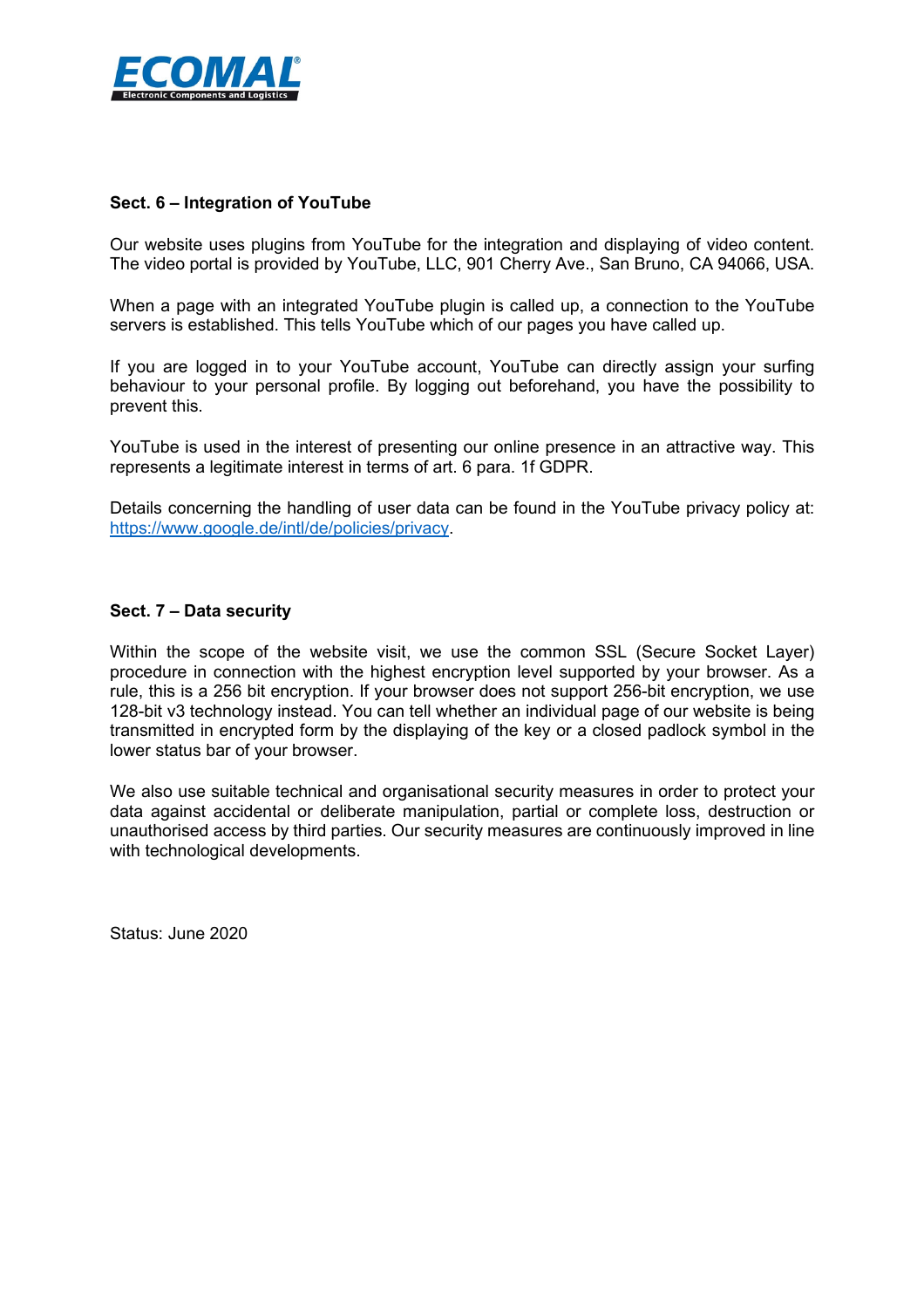**Sect. 6 – Integration of YouTube**

Our website uses plugins from YouTube for the integration and displaying of video content. The video portal is provided by YouTube, LLC, 901 Cherry Ave., San Bruno, CA 94066, USA.

When a page with an integrated YouTube plugin is called up, a connection to the YouTube servers is established. This tells YouTube which of our pages you have called up.

If you are logged in to your YouTube account, YouTube can directly assign your surfing behaviour to your personal profile. By logging out beforehand, you have the possibility to prevent this.

YouTube is used in the interest of presenting our online presence in an attractive way. This represents a legitimate interest in terms of art. 6 para. 1f GDPR.

Details concerning the handling of user data can be found in the YouTube privacy policy at: [https://www.google.de/intl/de/policies/privacy](https://www.google.de/intl/de/policies/privacy).

**Sect. 7 – Data security**

Within the scope of the website visit, we use the common SSL (Secure Socket Layer) procedure in connection with the highest encryption level supported by your browser. As a rule, this is a 256 bit encryption. If your browser does not support 256-bit encryption, we use 128-bit v3 technology instead. You can tell whether an individual page of our website is being transmitted in encrypted form by the displaying of the key or a closed padlock symbol in the lower status bar of your browser.

We also use suitable technical and organisational security measures in order to protect your data against accidental or deliberate manipulation, partial or complete loss, destruction or unauthorised access by third parties. Our security measures are continuously improved in line with technological developments.

Status: June 2020